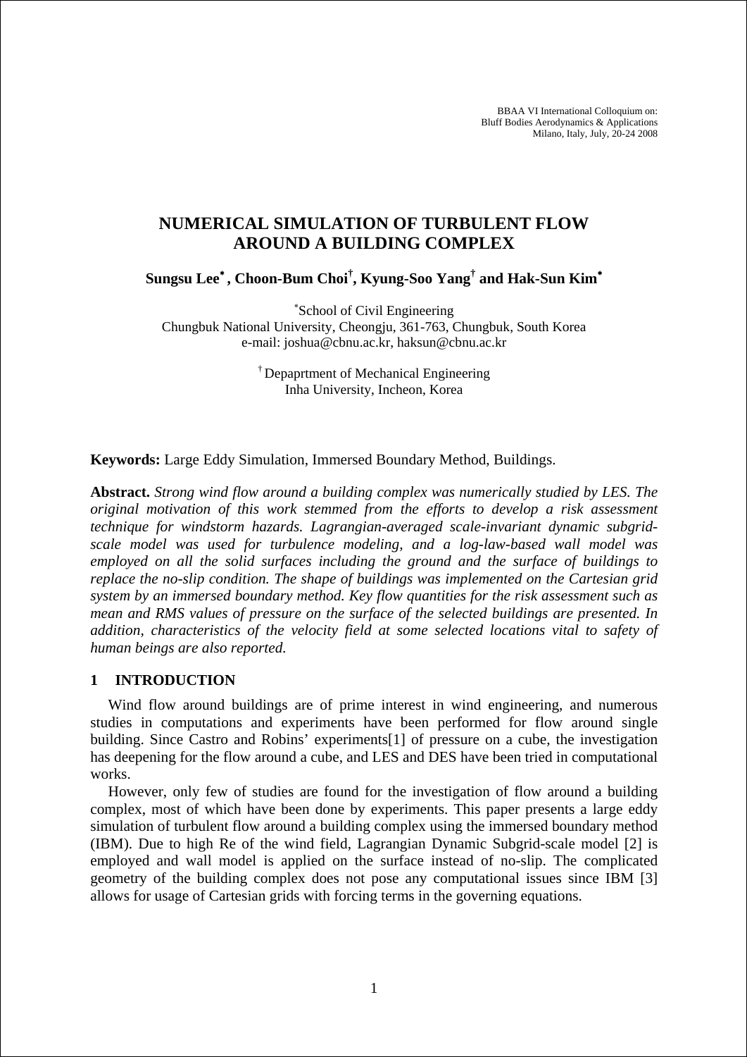BBAA VI International Colloquium on:
Bluff Bodies Aerodynamics & Applications
Milano, Italy, July, 20-24 2008

# NUMERICAL SIMULATION OF TURBULENT FLOW AROUND A BUILDING COMPLEX

**Sungsu Lee*, Choon-Bum Choi†, Kyung-Soo Yang† and Hak-Sun Kim***

*School of Civil Engineering
Chungbuk National University, Cheongju, 361-763, Chungbuk, South Korea
e-mail: joshua@cbnu.ac.kr, haksun@cbnu.ac.kr

† Depaprtment of Mechanical Engineering
Inha University, Incheon, Korea

**Keywords:** Large Eddy Simulation, Immersed Boundary Method, Buildings.

**Abstract.** *Strong wind flow around a building complex was numerically studied by LES. The original motivation of this work stemmed from the efforts to develop a risk assessment technique for windstorm hazards. Lagrangian-averaged scale-invariant dynamic subgrid-scale model was used for turbulence modeling, and a log-law-based wall model was employed on all the solid surfaces including the ground and the surface of buildings to replace the no-slip condition. The shape of buildings was implemented on the Cartesian grid system by an immersed boundary method. Key flow quantities for the risk assessment such as mean and RMS values of pressure on the surface of the selected buildings are presented. In addition, characteristics of the velocity field at some selected locations vital to safety of human beings are also reported.*

## 1 INTRODUCTION

Wind flow around buildings are of prime interest in wind engineering, and numerous studies in computations and experiments have been performed for flow around single building. Since Castro and Robins' experiments[1] of pressure on a cube, the investigation has deepening for the flow around a cube, and LES and DES have been tried in computational works.

However, only few of studies are found for the investigation of flow around a building complex, most of which have been done by experiments. This paper presents a large eddy simulation of turbulent flow around a building complex using the immersed boundary method (IBM). Due to high Re of the wind field, Lagrangian Dynamic Subgrid-scale model [2] is employed and wall model is applied on the surface instead of no-slip. The complicated geometry of the building complex does not pose any computational issues since IBM [3] allows for usage of Cartesian grids with forcing terms in the governing equations.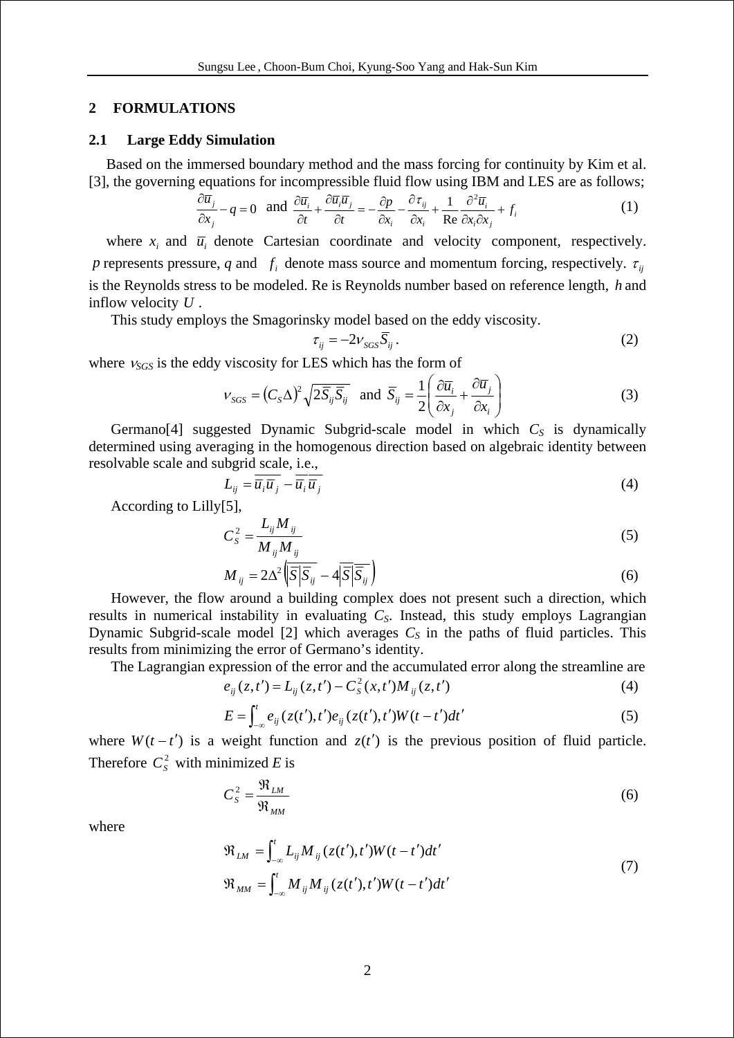## 2 FORMULATIONS

### 2.1 Large Eddy Simulation

Based on the immersed boundary method and the mass forcing for continuity by Kim et al. [3], the governing equations for incompressible fluid flow using IBM and LES are as follows;

$$\frac{\partial \overline{u}_j}{\partial x_j} - q = 0 \text{ and } \frac{\partial \overline{u}_i}{\partial t} + \frac{\partial \overline{u}_i \overline{u}_j}{\partial t} = -\frac{\partial p}{\partial x_i} - \frac{\partial \tau_{ij}}{\partial x_i} + \frac{1}{\text{Re}} \frac{\partial^2 \overline{u}_i}{\partial x_i \partial x_j} + f_i \tag{1}$$

where $x_i$ and $\overline{u}_i$ denote Cartesian coordinate and velocity component, respectively. $p$ represents pressure, $q$ and $f_i$ denote mass source and momentum forcing, respectively. $\tau_{ij}$ is the Reynolds stress to be modeled. Re is Reynolds number based on reference length, $h$ and inflow velocity $U$.

This study employs the Smagorinsky model based on the eddy viscosity.

$$\tau_{ij} = -2\nu_{SGS}\overline{S}_{ij}. \tag{2}$$

where $\nu_{SGS}$ is the eddy viscosity for LES which has the form of

$$\nu_{SGS} = (C_S \Delta)^2 \sqrt{2\overline{S}_{ij}\overline{S}_{ij}} \text{ and } \overline{S}_{ij} = \frac{1}{2}\left(\frac{\partial \overline{u}_i}{\partial x_j} + \frac{\partial \overline{u}_j}{\partial x_i}\right) \tag{3}$$

Germano[4] suggested Dynamic Subgrid-scale model in which $C_S$ is dynamically determined using averaging in the homogenous direction based on algebraic identity between resolvable scale and subgrid scale, i.e.,

$$L_{ij} = \overline{\overline{u}_i \overline{u}_j} - \overline{\overline{u}}_i \overline{\overline{u}}_j \tag{4}$$

According to Lilly[5],

$$C_S^2 = \frac{L_{ij} M_{ij}}{M_{ij} M_{ij}} \tag{5}$$

$$M_{ij} = 2\Delta^2 \left( \overline{|\overline{S}|\overline{S}_{ij}} - 4|\overline{\overline{S}}|\overline{\overline{S}}_{ij} \right) \tag{6}$$

However, the flow around a building complex does not present such a direction, which results in numerical instability in evaluating $C_S$. Instead, this study employs Lagrangian Dynamic Subgrid-scale model [2] which averages $C_S$ in the paths of fluid particles. This results from minimizing the error of Germano's identity.

The Lagrangian expression of the error and the accumulated error along the streamline are

$$e_{ij}(z,t') = L_{ij}(z,t') - C_S^2(x,t') M_{ij}(z,t') \tag{4}$$

$$E = \int_{-\infty}^{t} e_{ij}(z(t'),t') e_{ij}(z(t'),t') W(t-t') dt' \tag{5}$$

where $W(t-t')$ is a weight function and $z(t')$ is the previous position of fluid particle. Therefore $C_S^2$ with minimized $E$ is

$$C_S^2 = \frac{\Re_{LM}}{\Re_{MM}} \tag{6}$$

where

$$\Re_{LM} = \int_{-\infty}^{t} L_{ij} M_{ij}(z(t'),t') W(t-t') dt'$$
$$\Re_{MM} = \int_{-\infty}^{t} M_{ij} M_{ij}(z(t'),t') W(t-t') dt' \tag{7}$$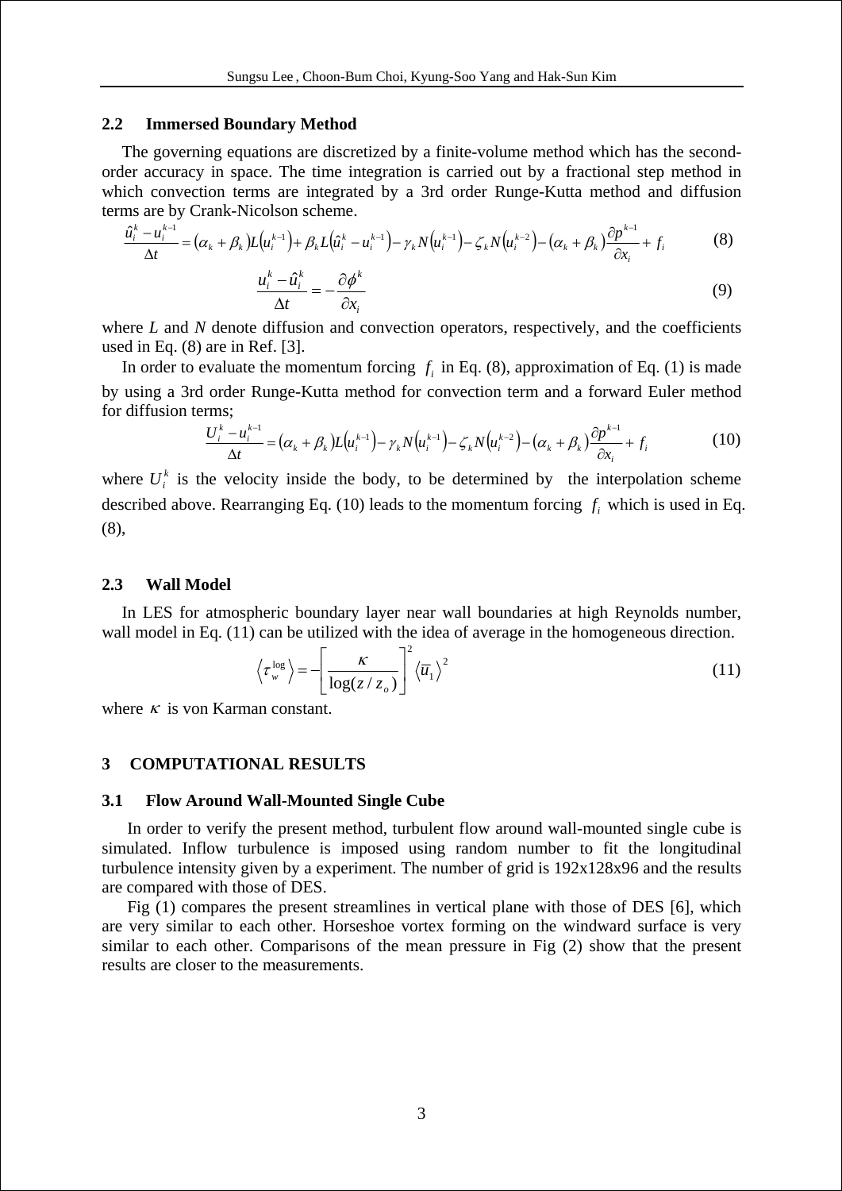### 2.2 Immersed Boundary Method

The governing equations are discretized by a finite-volume method which has the second-order accuracy in space. The time integration is carried out by a fractional step method in which convection terms are integrated by a 3rd order Runge-Kutta method and diffusion terms are by Crank-Nicolson scheme.

$$\frac{\hat{u}_i^k - u_i^{k-1}}{\Delta t} = (\alpha_k + \beta_k) L\left(u_i^{k-1}\right) + \beta_k L\left(\hat{u}_i^k - u_i^{k-1}\right) - \gamma_k N\left(u_i^{k-1}\right) - \zeta_k N\left(u_i^{k-2}\right) - (\alpha_k + \beta_k) \frac{\partial p^{k-1}}{\partial x_i} + f_i \tag{8}$$

$$\frac{u_i^k - \hat{u}_i^k}{\Delta t} = -\frac{\partial \phi^k}{\partial x_i} \tag{9}$$

where *L* and *N* denote diffusion and convection operators, respectively, and the coefficients used in Eq. (8) are in Ref. [3].

In order to evaluate the momentum forcing $f_i$ in Eq. (8), approximation of Eq. (1) is made by using a 3rd order Runge-Kutta method for convection term and a forward Euler method for diffusion terms;

$$\frac{U_i^k - u_i^{k-1}}{\Delta t} = (\alpha_k + \beta_k) L\left(u_i^{k-1}\right) - \gamma_k N\left(u_i^{k-1}\right) - \zeta_k N\left(u_i^{k-2}\right) - (\alpha_k + \beta_k) \frac{\partial p^{k-1}}{\partial x_i} + f_i \tag{10}$$

where $U_i^k$ is the velocity inside the body, to be determined by the interpolation scheme described above. Rearranging Eq. (10) leads to the momentum forcing $f_i$ which is used in Eq. (8),

### 2.3 Wall Model

In LES for atmospheric boundary layer near wall boundaries at high Reynolds number, wall model in Eq. (11) can be utilized with the idea of average in the homogeneous direction.

$$\left\langle \tau_w^{\log} \right\rangle = -\left[ \frac{\kappa}{\log(z/z_o)} \right]^2 \left\langle \overline{u}_1 \right\rangle^2 \tag{11}$$

where $\kappa$ is von Karman constant.

## 3 COMPUTATIONAL RESULTS

### 3.1 Flow Around Wall-Mounted Single Cube

In order to verify the present method, turbulent flow around wall-mounted single cube is simulated. Inflow turbulence is imposed using random number to fit the longitudinal turbulence intensity given by a experiment. The number of grid is 192x128x96 and the results are compared with those of DES.

Fig (1) compares the present streamlines in vertical plane with those of DES [6], which are very similar to each other. Horseshoe vortex forming on the windward surface is very similar to each other. Comparisons of the mean pressure in Fig (2) show that the present results are closer to the measurements.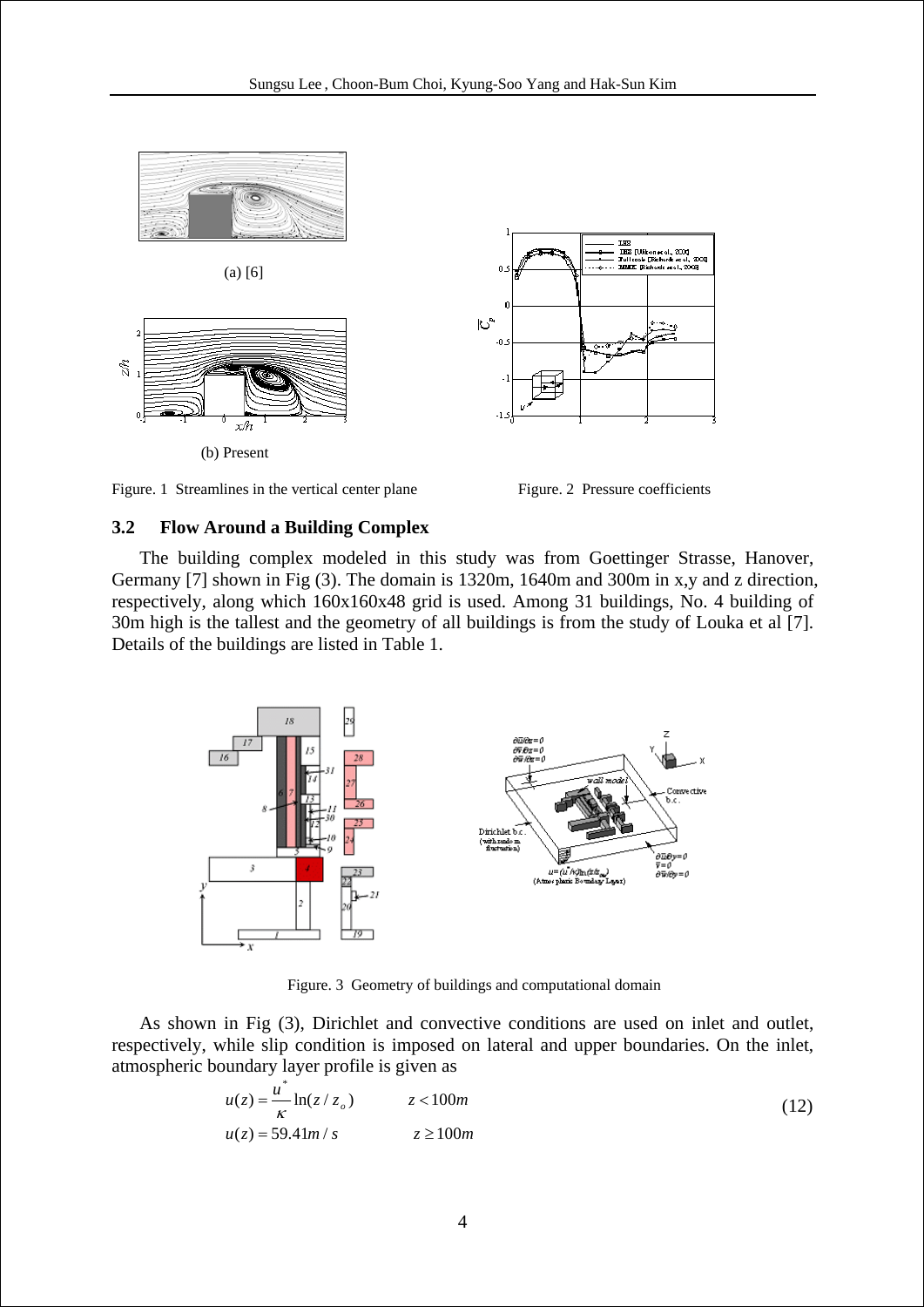(a) [6]

(b) Present

Figure. 1 Streamlines in the vertical center plane

Figure. 2 Pressure coefficients

### 3.2 Flow Around a Building Complex

The building complex modeled in this study was from Goettinger Strasse, Hanover, Germany [7] shown in Fig (3). The domain is 1320m, 1640m and 300m in x,y and z direction, respectively, along which 160x160x48 grid is used. Among 31 buildings, No. 4 building of 30m high is the tallest and the geometry of all buildings is from the study of Louka et al [7]. Details of the buildings are listed in Table 1.

Figure. 3 Geometry of buildings and computational domain

As shown in Fig (3), Dirichlet and convective conditions are used on inlet and outlet, respectively, while slip condition is imposed on lateral and upper boundaries. On the inlet, atmospheric boundary layer profile is given as

$$
\begin{aligned}
u(z) &= \frac{u^*}{\kappa}\ln(z/z_o) \qquad && z < 100m \\
u(z) &= 59.41 m/s && z \geq 100m
\end{aligned}
\tag{12}
$$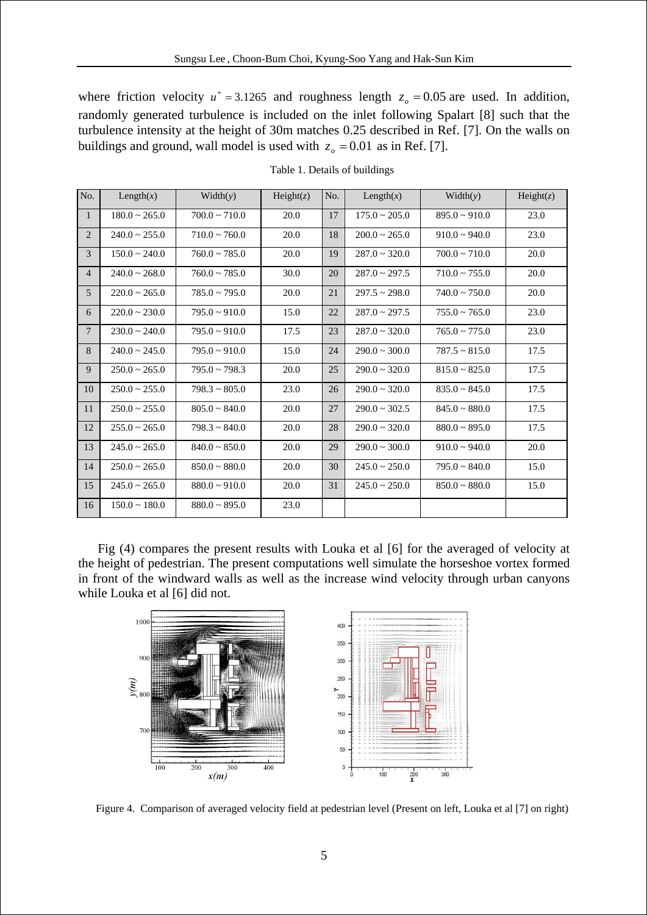where friction velocity $u^* = 3.1265$ and roughness length $z_o = 0.05$ are used. In addition, randomly generated turbulence is included on the inlet following Spalart [8] such that the turbulence intensity at the height of 30m matches 0.25 described in Ref. [7]. On the walls on buildings and ground, wall model is used with $z_o = 0.01$ as in Ref. [7].

Table 1. Details of buildings

| No. | Length($x$) | Width($y$) | Height($z$) | No. | Length($x$) | Width($y$) | Height($z$) |
|---|---|---|---|---|---|---|---|
| 1 | 180.0 ~ 265.0 | 700.0 ~ 710.0 | 20.0 | 17 | 175.0 ~ 205.0 | 895.0 ~ 910.0 | 23.0 |
| 2 | 240.0 ~ 255.0 | 710.0 ~ 760.0 | 20.0 | 18 | 200.0 ~ 265.0 | 910.0 ~ 940.0 | 23.0 |
| 3 | 150.0 ~ 240.0 | 760.0 ~ 785.0 | 20.0 | 19 | 287.0 ~ 320.0 | 700.0 ~ 710.0 | 20.0 |
| 4 | 240.0 ~ 268.0 | 760.0 ~ 785.0 | 30.0 | 20 | 287.0 ~ 297.5 | 710.0 ~ 755.0 | 20.0 |
| 5 | 220.0 ~ 265.0 | 785.0 ~ 795.0 | 20.0 | 21 | 297.5 ~ 298.0 | 740.0 ~ 750.0 | 20.0 |
| 6 | 220.0 ~ 230.0 | 795.0 ~ 910.0 | 15.0 | 22 | 287.0 ~ 297.5 | 755.0 ~ 765.0 | 23.0 |
| 7 | 230.0 ~ 240.0 | 795.0 ~ 910.0 | 17.5 | 23 | 287.0 ~ 320.0 | 765.0 ~ 775.0 | 23.0 |
| 8 | 240.0 ~ 245.0 | 795.0 ~ 910.0 | 15.0 | 24 | 290.0 ~ 300.0 | 787.5 ~ 815.0 | 17.5 |
| 9 | 250.0 ~ 265.0 | 795.0 ~ 798.3 | 20.0 | 25 | 290.0 ~ 320.0 | 815.0 ~ 825.0 | 17.5 |
| 10 | 250.0 ~ 255.0 | 798.3 ~ 805.0 | 23.0 | 26 | 290.0 ~ 320.0 | 835.0 ~ 845.0 | 17.5 |
| 11 | 250.0 ~ 255.0 | 805.0 ~ 840.0 | 20.0 | 27 | 290.0 ~ 302.5 | 845.0 ~ 880.0 | 17.5 |
| 12 | 255.0 ~ 265.0 | 798.3 ~ 840.0 | 20.0 | 28 | 290.0 ~ 320.0 | 880.0 ~ 895.0 | 17.5 |
| 13 | 245.0 ~ 265.0 | 840.0 ~ 850.0 | 20.0 | 29 | 290.0 ~ 300.0 | 910.0 ~ 940.0 | 20.0 |
| 14 | 250.0 ~ 265.0 | 850.0 ~ 880.0 | 20.0 | 30 | 245.0 ~ 250.0 | 795.0 ~ 840.0 | 15.0 |
| 15 | 245.0 ~ 265.0 | 880.0 ~ 910.0 | 20.0 | 31 | 245.0 ~ 250.0 | 850.0 ~ 880.0 | 15.0 |
| 16 | 150.0 ~ 180.0 | 880.0 ~ 895.0 | 23.0 | | | | |

Fig (4) compares the present results with Louka et al [6] for the averaged of velocity at the height of pedestrian. The present computations well simulate the horseshoe vortex formed in front of the windward walls as well as the increase wind velocity through urban canyons while Louka et al [6] did not.

Figure 4. Comparison of averaged velocity field at pedestrian level (Present on left, Louka et al [7] on right)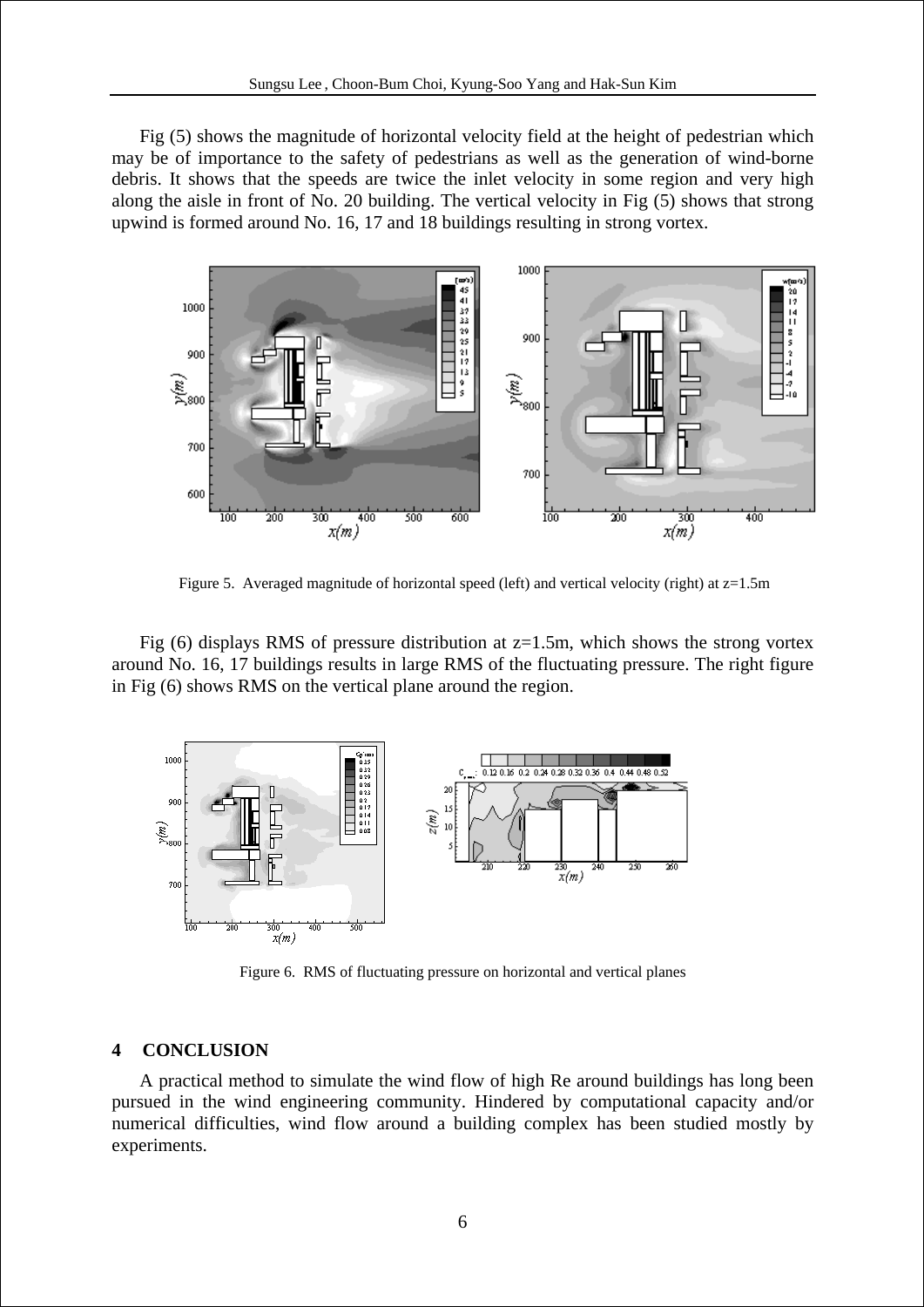Fig (5) shows the magnitude of horizontal velocity field at the height of pedestrian which may be of importance to the safety of pedestrians as well as the generation of wind-borne debris. It shows that the speeds are twice the inlet velocity in some region and very high along the aisle in front of No. 20 building. The vertical velocity in Fig (5) shows that strong upwind is formed around No. 16, 17 and 18 buildings resulting in strong vortex.

Figure 5. Averaged magnitude of horizontal speed (left) and vertical velocity (right) at z=1.5m

Fig (6) displays RMS of pressure distribution at z=1.5m, which shows the strong vortex around No. 16, 17 buildings results in large RMS of the fluctuating pressure. The right figure in Fig (6) shows RMS on the vertical plane around the region.

Figure 6. RMS of fluctuating pressure on horizontal and vertical planes

## 4 CONCLUSION

A practical method to simulate the wind flow of high Re around buildings has long been pursued in the wind engineering community. Hindered by computational capacity and/or numerical difficulties, wind flow around a building complex has been studied mostly by experiments.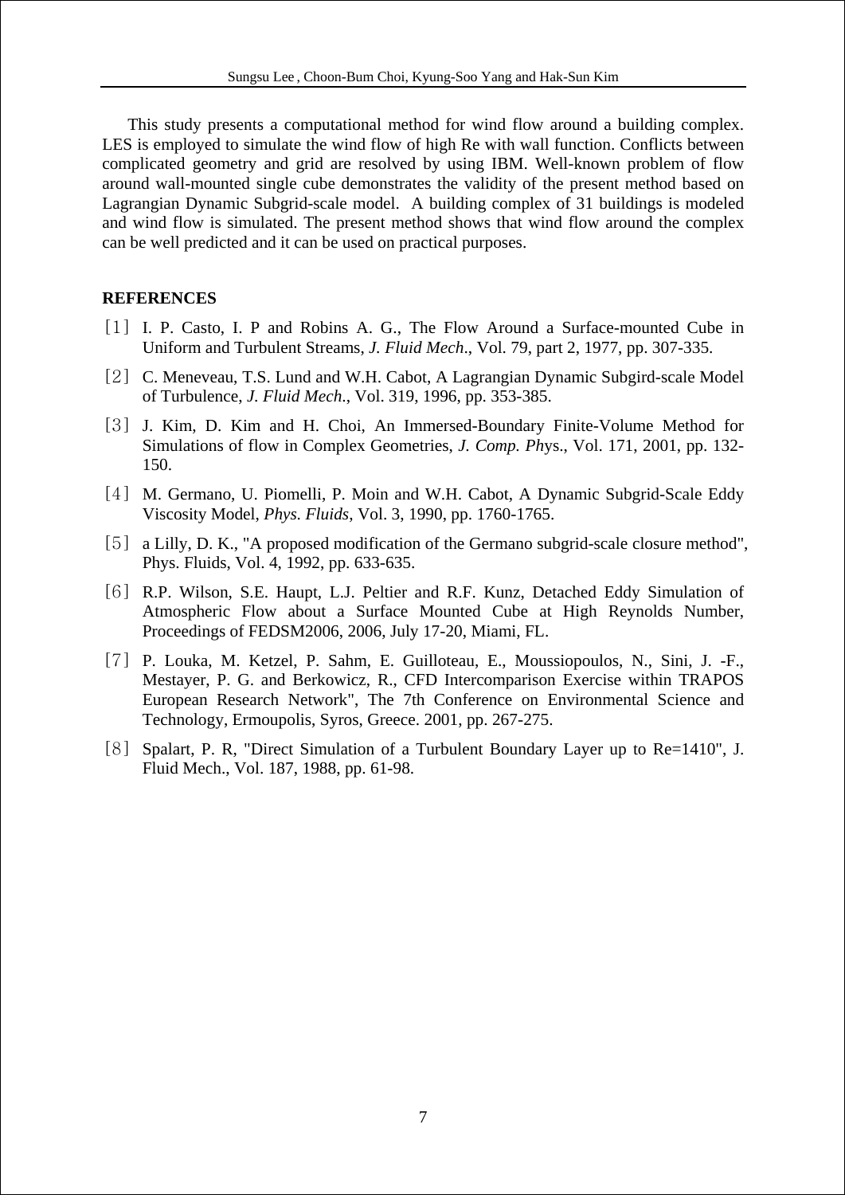This study presents a computational method for wind flow around a building complex. LES is employed to simulate the wind flow of high Re with wall function. Conflicts between complicated geometry and grid are resolved by using IBM. Well-known problem of flow around wall-mounted single cube demonstrates the validity of the present method based on Lagrangian Dynamic Subgrid-scale model. A building complex of 31 buildings is modeled and wind flow is simulated. The present method shows that wind flow around the complex can be well predicted and it can be used on practical purposes.

## REFERENCES

[1] I. P. Casto, I. P and Robins A. G., The Flow Around a Surface-mounted Cube in Uniform and Turbulent Streams, *J. Fluid Mech*., Vol. 79, part 2, 1977, pp. 307-335.

[2] C. Meneveau, T.S. Lund and W.H. Cabot, A Lagrangian Dynamic Subgird-scale Model of Turbulence, *J. Fluid Mech.*, Vol. 319, 1996, pp. 353-385.

[3] J. Kim, D. Kim and H. Choi, An Immersed-Boundary Finite-Volume Method for Simulations of flow in Complex Geometries, *J. Comp. Ph*ys., Vol. 171, 2001, pp. 132-150.

[4] M. Germano, U. Piomelli, P. Moin and W.H. Cabot, A Dynamic Subgrid-Scale Eddy Viscosity Model, *Phys. Fluids*, Vol. 3, 1990, pp. 1760-1765.

[5] a Lilly, D. K., "A proposed modification of the Germano subgrid-scale closure method", Phys. Fluids, Vol. 4, 1992, pp. 633-635.

[6] R.P. Wilson, S.E. Haupt, L.J. Peltier and R.F. Kunz, Detached Eddy Simulation of Atmospheric Flow about a Surface Mounted Cube at High Reynolds Number, Proceedings of FEDSM2006, 2006, July 17-20, Miami, FL.

[7] P. Louka, M. Ketzel, P. Sahm, E. Guilloteau, E., Moussiopoulos, N., Sini, J. -F., Mestayer, P. G. and Berkowicz, R., CFD Intercomparison Exercise within TRAPOS European Research Network", The 7th Conference on Environmental Science and Technology, Ermoupolis, Syros, Greece. 2001, pp. 267-275.

[8] Spalart, P. R, "Direct Simulation of a Turbulent Boundary Layer up to Re=1410", J. Fluid Mech., Vol. 187, 1988, pp. 61-98.